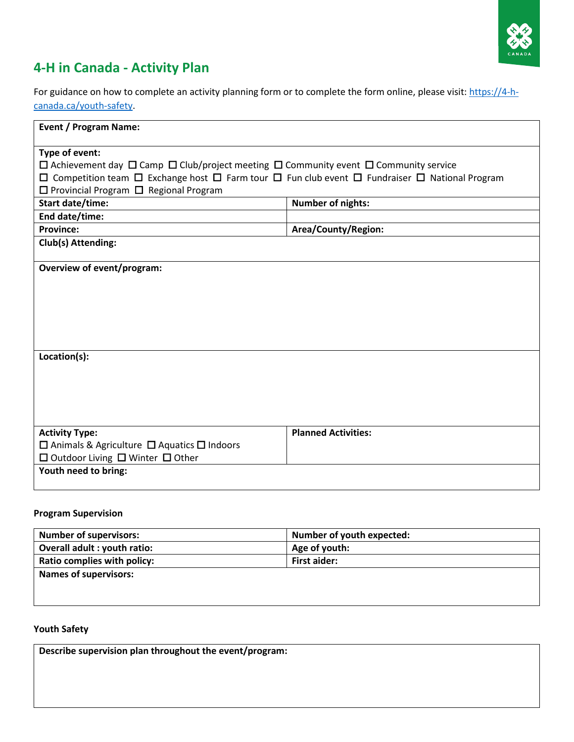# 4-H in Canada - Activity Plan

For guidance on how to complete an activity planning form or to complete the form online, please visit: [https://4-h-canada.ca/youth-safety](https://4-h-canada.ca/youth-safety).

| **Event / Program Name:** | |
|---|---|
| **Type of event:**<br>☐ Achievement day ☐ Camp ☐ Club/project meeting ☐ Community event ☐ Community service<br>☐ Competition team ☐ Exchange host ☐ Farm tour ☐ Fun club event ☐ Fundraiser ☐ National Program<br>☐ Provincial Program ☐ Regional Program | |
| **Start date/time:** | **Number of nights:** |
| **End date/time:** | |
| **Province:** | **Area/County/Region:** |
| **Club(s) Attending:** | |
| **Overview of event/program:** | |
| **Location(s):** | |
| **Activity Type:**<br>☐ Animals & Agriculture ☐ Aquatics ☐ Indoors<br>☐ Outdoor Living ☐ Winter ☐ Other | **Planned Activities:** |
| **Youth need to bring:** | |

**Program Supervision**

| **Number of supervisors:** | **Number of youth expected:** |
|---|---|
| **Overall adult : youth ratio:** | **Age of youth:** |
| **Ratio complies with policy:** | **First aider:** |
| **Names of supervisors:** | |

**Youth Safety**

| **Describe supervision plan throughout the event/program:** |
|---|
| |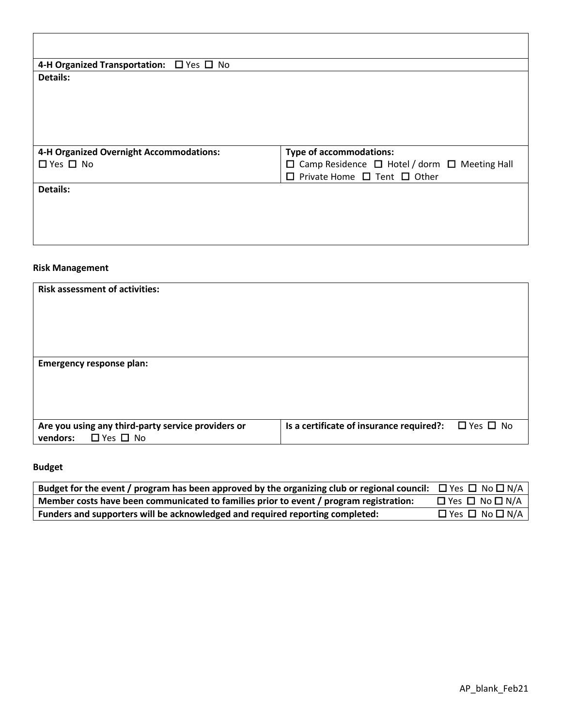| |
|---|
| |
| **4-H Organized Transportation:** ☐ Yes ☐ No |
| **Details:** |

| | |
|---|---|
| **4-H Organized Overnight Accommodations:** ☐ Yes ☐ No | **Type of accommodations:** ☐ Camp Residence ☐ Hotel / dorm ☐ Meeting Hall ☐ Private Home ☐ Tent ☐ Other |
| **Details:** | |

**Risk Management**

| | |
|---|---|
| **Risk assessment of activities:** | |
| **Emergency response plan:** | |
| **Are you using any third-party service providers or vendors:** ☐ Yes ☐ No | **Is a certificate of insurance required?:** ☐ Yes ☐ No |

**Budget**

| | |
|---|---|
| **Budget for the event / program has been approved by the organizing club or regional council:** | ☐ Yes ☐ No ☐ N/A |
| **Member costs have been communicated to families prior to event / program registration:** | ☐ Yes ☐ No ☐ N/A |
| **Funders and supporters will be acknowledged and required reporting completed:** | ☐ Yes ☐ No ☐ N/A |

AP_blank_Feb21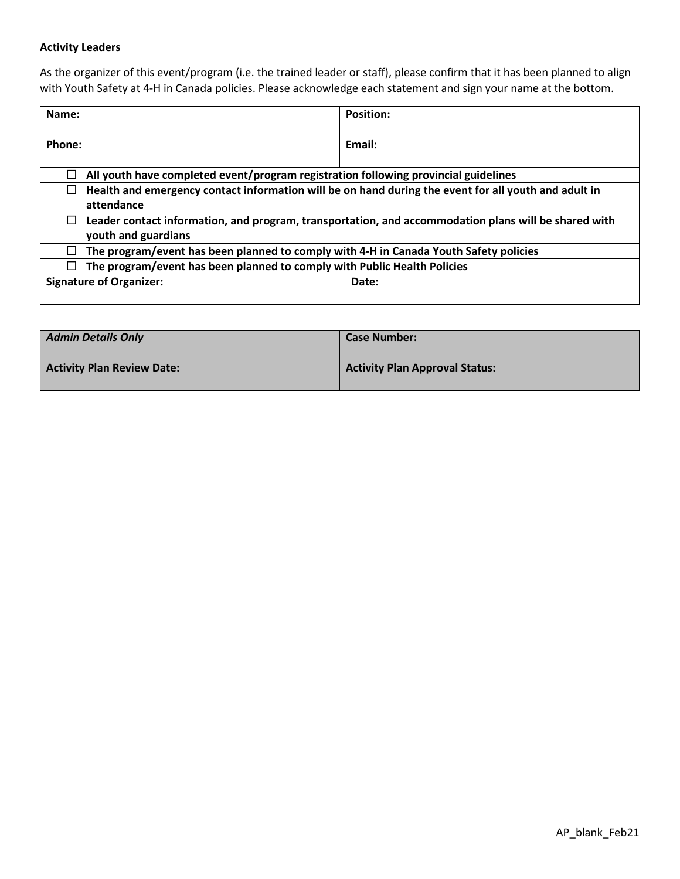**Activity Leaders**

As the organizer of this event/program (i.e. the trained leader or staff), please confirm that it has been planned to align with Youth Safety at 4-H in Canada policies. Please acknowledge each statement and sign your name at the bottom.

| | |
|---|---|
| **Name:** | **Position:** |
| **Phone:** | **Email:** |
| ☐ **All youth have completed event/program registration following provincial guidelines** | |
| ☐ **Health and emergency contact information will be on hand during the event for all youth and adult in attendance** | |
| ☐ **Leader contact information, and program, transportation, and accommodation plans will be shared with youth and guardians** | |
| ☐ **The program/event has been planned to comply with 4-H in Canada Youth Safety policies** | |
| ☐ **The program/event has been planned to comply with Public Health Policies** | |
| **Signature of Organizer:** | **Date:** |

| | |
|---|---|
| ***Admin Details Only*** | **Case Number:** |
| **Activity Plan Review Date:** | **Activity Plan Approval Status:** |

AP_blank_Feb21